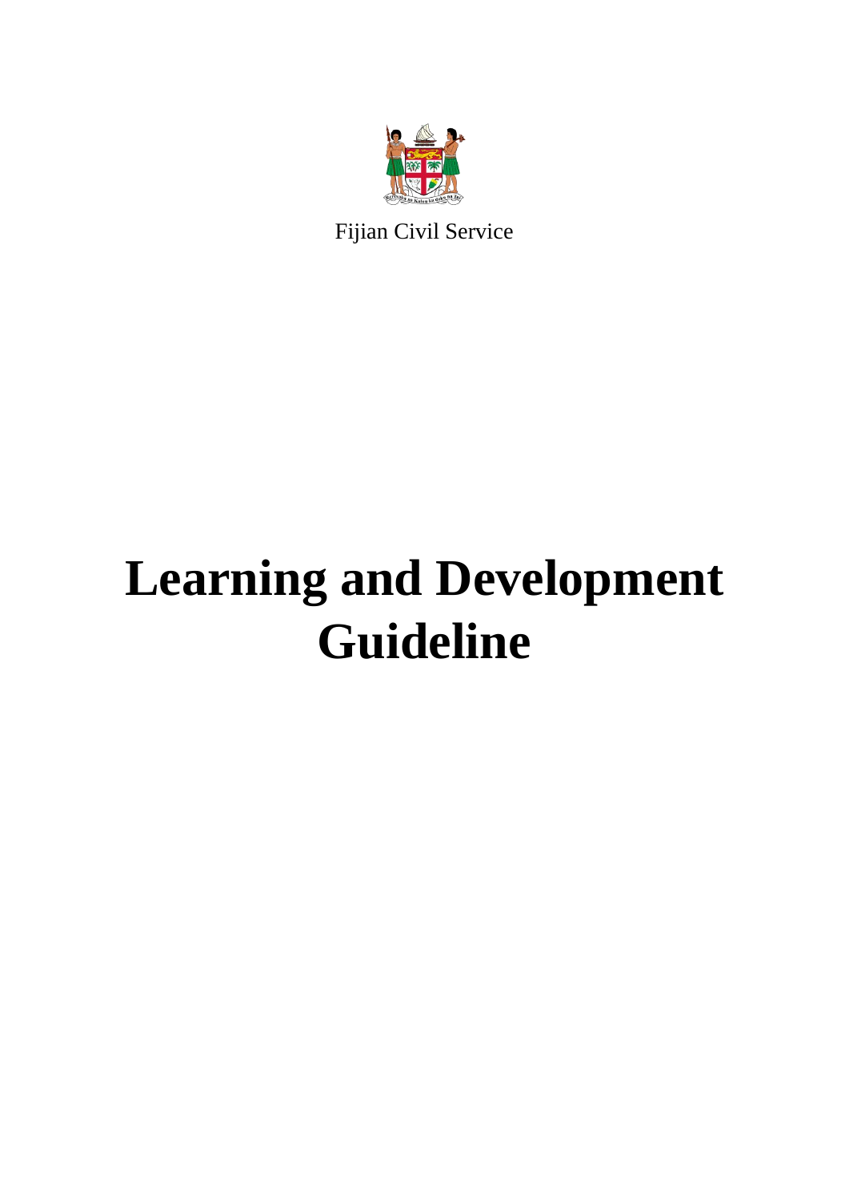Fijian Civil Service

# Learning and Development Guideline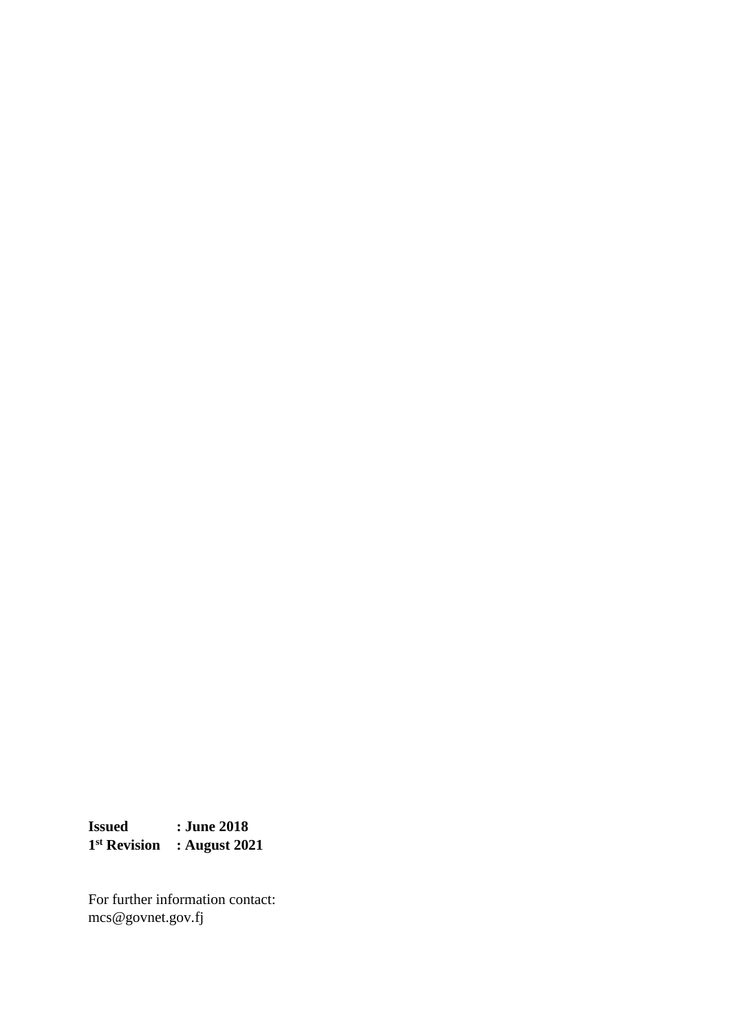**Issued : June 2018**
**1st Revision : August 2021**

For further information contact:
mcs@govnet.gov.fj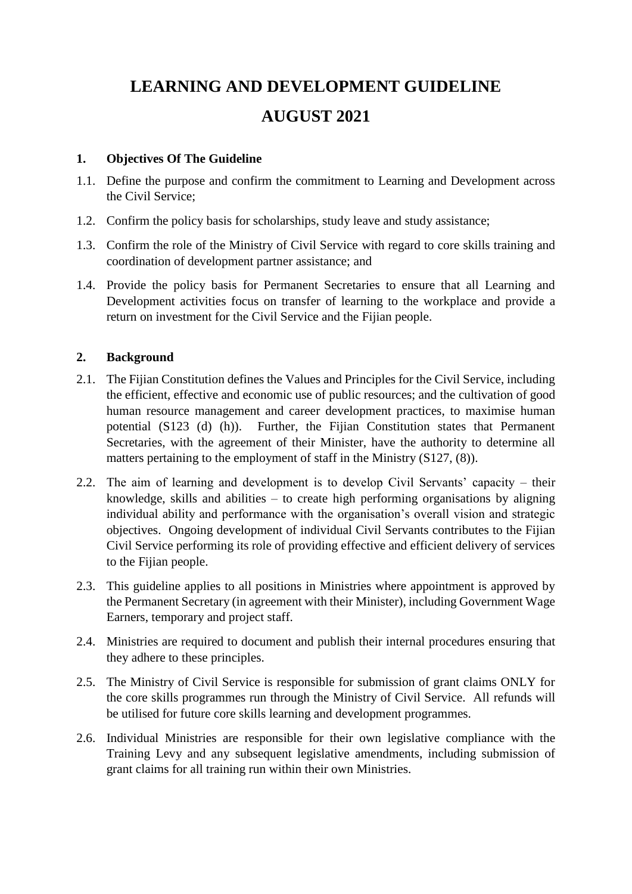# LEARNING AND DEVELOPMENT GUIDELINE

# AUGUST 2021

## 1. Objectives Of The Guideline

1.1. Define the purpose and confirm the commitment to Learning and Development across the Civil Service;

1.2. Confirm the policy basis for scholarships, study leave and study assistance;

1.3. Confirm the role of the Ministry of Civil Service with regard to core skills training and coordination of development partner assistance; and

1.4. Provide the policy basis for Permanent Secretaries to ensure that all Learning and Development activities focus on transfer of learning to the workplace and provide a return on investment for the Civil Service and the Fijian people.

## 2. Background

2.1. The Fijian Constitution defines the Values and Principles for the Civil Service, including the efficient, effective and economic use of public resources; and the cultivation of good human resource management and career development practices, to maximise human potential (S123 (d) (h)). Further, the Fijian Constitution states that Permanent Secretaries, with the agreement of their Minister, have the authority to determine all matters pertaining to the employment of staff in the Ministry (S127, (8)).

2.2. The aim of learning and development is to develop Civil Servants' capacity – their knowledge, skills and abilities – to create high performing organisations by aligning individual ability and performance with the organisation's overall vision and strategic objectives. Ongoing development of individual Civil Servants contributes to the Fijian Civil Service performing its role of providing effective and efficient delivery of services to the Fijian people.

2.3. This guideline applies to all positions in Ministries where appointment is approved by the Permanent Secretary (in agreement with their Minister), including Government Wage Earners, temporary and project staff.

2.4. Ministries are required to document and publish their internal procedures ensuring that they adhere to these principles.

2.5. The Ministry of Civil Service is responsible for submission of grant claims ONLY for the core skills programmes run through the Ministry of Civil Service. All refunds will be utilised for future core skills learning and development programmes.

2.6. Individual Ministries are responsible for their own legislative compliance with the Training Levy and any subsequent legislative amendments, including submission of grant claims for all training run within their own Ministries.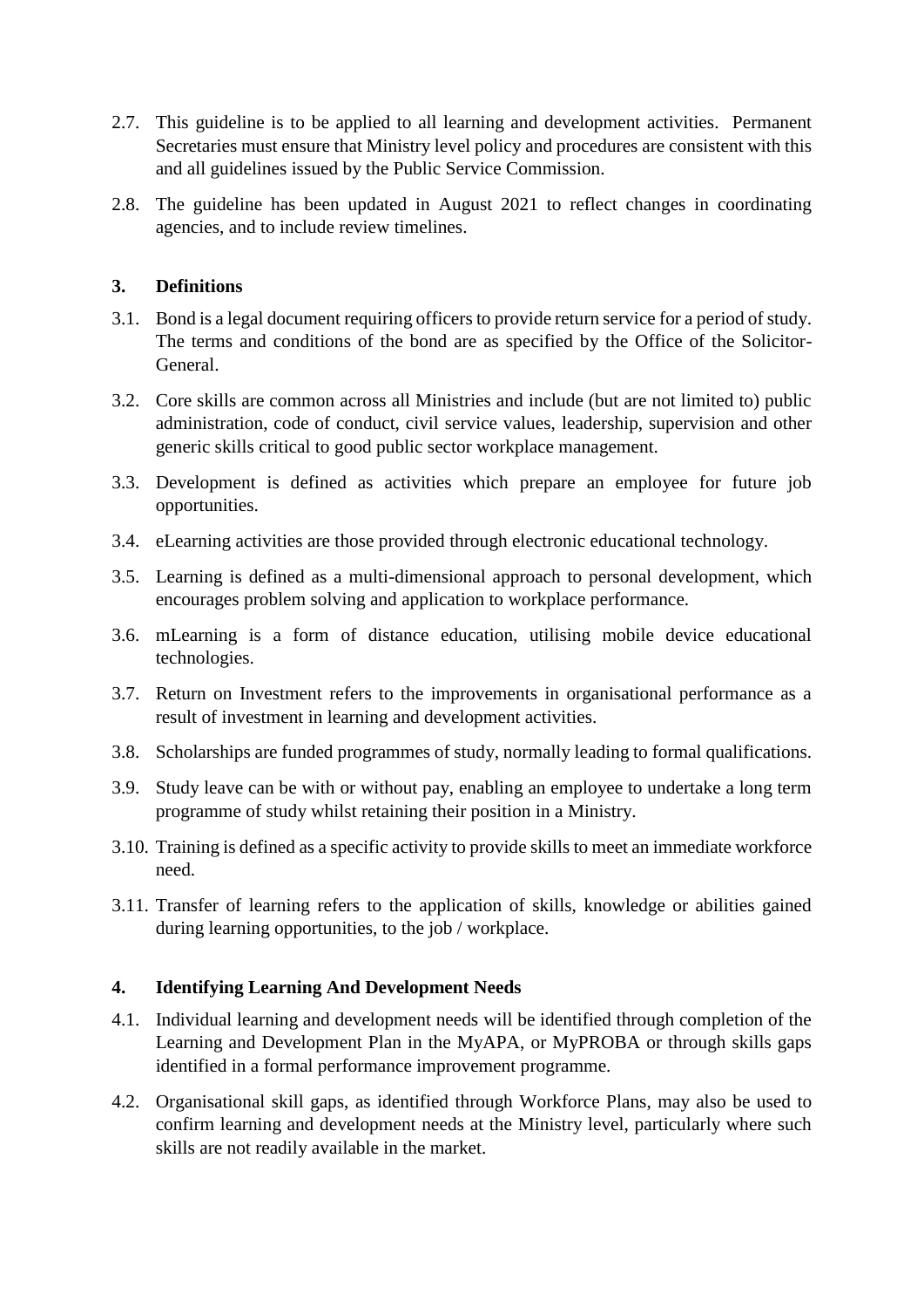2.7. This guideline is to be applied to all learning and development activities. Permanent Secretaries must ensure that Ministry level policy and procedures are consistent with this and all guidelines issued by the Public Service Commission.

2.8. The guideline has been updated in August 2021 to reflect changes in coordinating agencies, and to include review timelines.

## 3. Definitions

3.1. Bond is a legal document requiring officers to provide return service for a period of study. The terms and conditions of the bond are as specified by the Office of the Solicitor-General.

3.2. Core skills are common across all Ministries and include (but are not limited to) public administration, code of conduct, civil service values, leadership, supervision and other generic skills critical to good public sector workplace management.

3.3. Development is defined as activities which prepare an employee for future job opportunities.

3.4. eLearning activities are those provided through electronic educational technology.

3.5. Learning is defined as a multi-dimensional approach to personal development, which encourages problem solving and application to workplace performance.

3.6. mLearning is a form of distance education, utilising mobile device educational technologies.

3.7. Return on Investment refers to the improvements in organisational performance as a result of investment in learning and development activities.

3.8. Scholarships are funded programmes of study, normally leading to formal qualifications.

3.9. Study leave can be with or without pay, enabling an employee to undertake a long term programme of study whilst retaining their position in a Ministry.

3.10. Training is defined as a specific activity to provide skills to meet an immediate workforce need.

3.11. Transfer of learning refers to the application of skills, knowledge or abilities gained during learning opportunities, to the job / workplace.

## 4. Identifying Learning And Development Needs

4.1. Individual learning and development needs will be identified through completion of the Learning and Development Plan in the MyAPA, or MyPROBA or through skills gaps identified in a formal performance improvement programme.

4.2. Organisational skill gaps, as identified through Workforce Plans, may also be used to confirm learning and development needs at the Ministry level, particularly where such skills are not readily available in the market.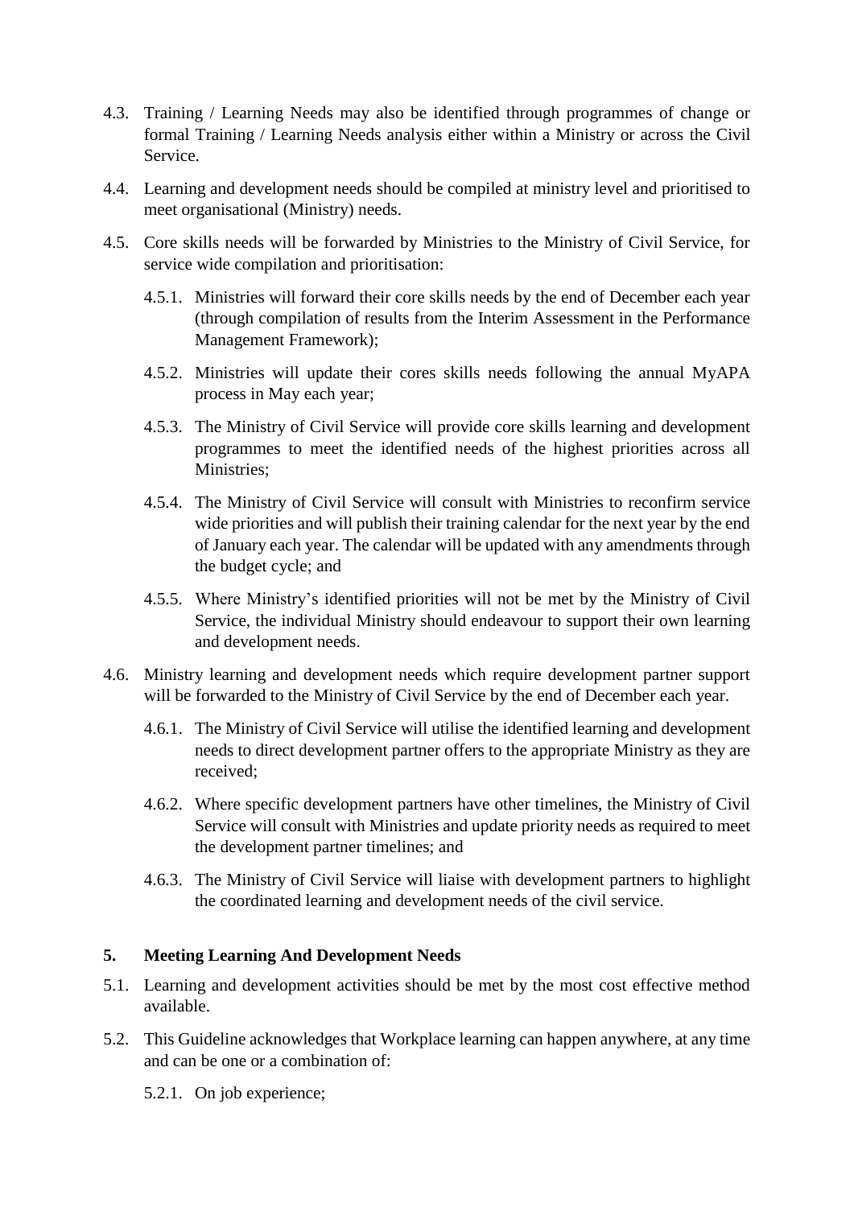4.3. Training / Learning Needs may also be identified through programmes of change or formal Training / Learning Needs analysis either within a Ministry or across the Civil Service.

4.4. Learning and development needs should be compiled at ministry level and prioritised to meet organisational (Ministry) needs.

4.5. Core skills needs will be forwarded by Ministries to the Ministry of Civil Service, for service wide compilation and prioritisation:

  4.5.1. Ministries will forward their core skills needs by the end of December each year (through compilation of results from the Interim Assessment in the Performance Management Framework);

  4.5.2. Ministries will update their cores skills needs following the annual MyAPA process in May each year;

  4.5.3. The Ministry of Civil Service will provide core skills learning and development programmes to meet the identified needs of the highest priorities across all Ministries;

  4.5.4. The Ministry of Civil Service will consult with Ministries to reconfirm service wide priorities and will publish their training calendar for the next year by the end of January each year. The calendar will be updated with any amendments through the budget cycle; and

  4.5.5. Where Ministry's identified priorities will not be met by the Ministry of Civil Service, the individual Ministry should endeavour to support their own learning and development needs.

4.6. Ministry learning and development needs which require development partner support will be forwarded to the Ministry of Civil Service by the end of December each year.

  4.6.1. The Ministry of Civil Service will utilise the identified learning and development needs to direct development partner offers to the appropriate Ministry as they are received;

  4.6.2. Where specific development partners have other timelines, the Ministry of Civil Service will consult with Ministries and update priority needs as required to meet the development partner timelines; and

  4.6.3. The Ministry of Civil Service will liaise with development partners to highlight the coordinated learning and development needs of the civil service.

## 5. Meeting Learning And Development Needs

5.1. Learning and development activities should be met by the most cost effective method available.

5.2. This Guideline acknowledges that Workplace learning can happen anywhere, at any time and can be one or a combination of:

  5.2.1. On job experience;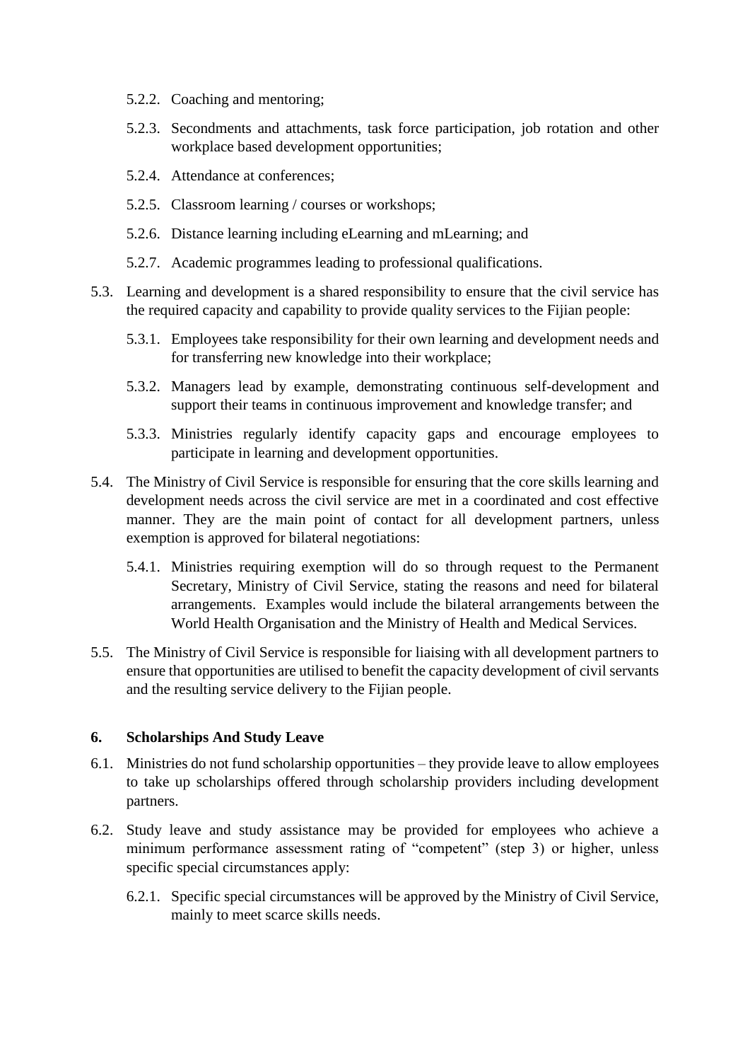5.2.2. Coaching and mentoring;

5.2.3. Secondments and attachments, task force participation, job rotation and other workplace based development opportunities;

5.2.4. Attendance at conferences;

5.2.5. Classroom learning / courses or workshops;

5.2.6. Distance learning including eLearning and mLearning; and

5.2.7. Academic programmes leading to professional qualifications.

5.3. Learning and development is a shared responsibility to ensure that the civil service has the required capacity and capability to provide quality services to the Fijian people:

5.3.1. Employees take responsibility for their own learning and development needs and for transferring new knowledge into their workplace;

5.3.2. Managers lead by example, demonstrating continuous self-development and support their teams in continuous improvement and knowledge transfer; and

5.3.3. Ministries regularly identify capacity gaps and encourage employees to participate in learning and development opportunities.

5.4. The Ministry of Civil Service is responsible for ensuring that the core skills learning and development needs across the civil service are met in a coordinated and cost effective manner. They are the main point of contact for all development partners, unless exemption is approved for bilateral negotiations:

5.4.1. Ministries requiring exemption will do so through request to the Permanent Secretary, Ministry of Civil Service, stating the reasons and need for bilateral arrangements. Examples would include the bilateral arrangements between the World Health Organisation and the Ministry of Health and Medical Services.

5.5. The Ministry of Civil Service is responsible for liaising with all development partners to ensure that opportunities are utilised to benefit the capacity development of civil servants and the resulting service delivery to the Fijian people.

## 6. Scholarships And Study Leave

6.1. Ministries do not fund scholarship opportunities – they provide leave to allow employees to take up scholarships offered through scholarship providers including development partners.

6.2. Study leave and study assistance may be provided for employees who achieve a minimum performance assessment rating of "competent" (step 3) or higher, unless specific special circumstances apply:

6.2.1. Specific special circumstances will be approved by the Ministry of Civil Service, mainly to meet scarce skills needs.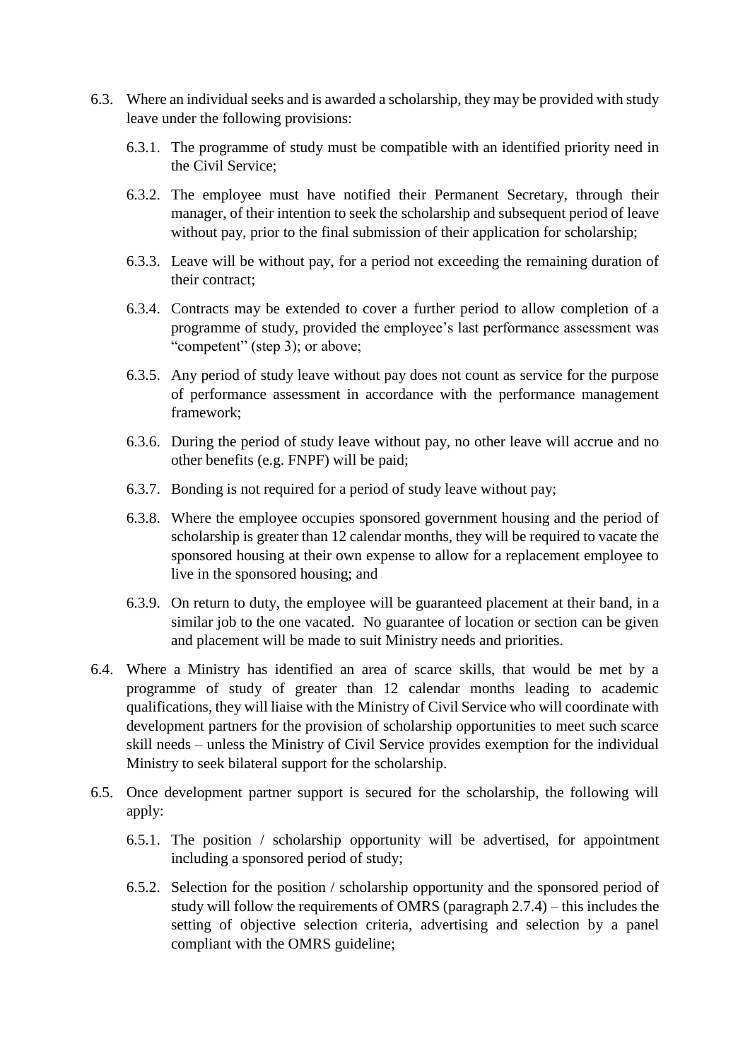6.3. Where an individual seeks and is awarded a scholarship, they may be provided with study leave under the following provisions:

   6.3.1. The programme of study must be compatible with an identified priority need in the Civil Service;

   6.3.2. The employee must have notified their Permanent Secretary, through their manager, of their intention to seek the scholarship and subsequent period of leave without pay, prior to the final submission of their application for scholarship;

   6.3.3. Leave will be without pay, for a period not exceeding the remaining duration of their contract;

   6.3.4. Contracts may be extended to cover a further period to allow completion of a programme of study, provided the employee's last performance assessment was "competent" (step 3); or above;

   6.3.5. Any period of study leave without pay does not count as service for the purpose of performance assessment in accordance with the performance management framework;

   6.3.6. During the period of study leave without pay, no other leave will accrue and no other benefits (e.g. FNPF) will be paid;

   6.3.7. Bonding is not required for a period of study leave without pay;

   6.3.8. Where the employee occupies sponsored government housing and the period of scholarship is greater than 12 calendar months, they will be required to vacate the sponsored housing at their own expense to allow for a replacement employee to live in the sponsored housing; and

   6.3.9. On return to duty, the employee will be guaranteed placement at their band, in a similar job to the one vacated. No guarantee of location or section can be given and placement will be made to suit Ministry needs and priorities.

6.4. Where a Ministry has identified an area of scarce skills, that would be met by a programme of study of greater than 12 calendar months leading to academic qualifications, they will liaise with the Ministry of Civil Service who will coordinate with development partners for the provision of scholarship opportunities to meet such scarce skill needs – unless the Ministry of Civil Service provides exemption for the individual Ministry to seek bilateral support for the scholarship.

6.5. Once development partner support is secured for the scholarship, the following will apply:

   6.5.1. The position / scholarship opportunity will be advertised, for appointment including a sponsored period of study;

   6.5.2. Selection for the position / scholarship opportunity and the sponsored period of study will follow the requirements of OMRS (paragraph 2.7.4) – this includes the setting of objective selection criteria, advertising and selection by a panel compliant with the OMRS guideline;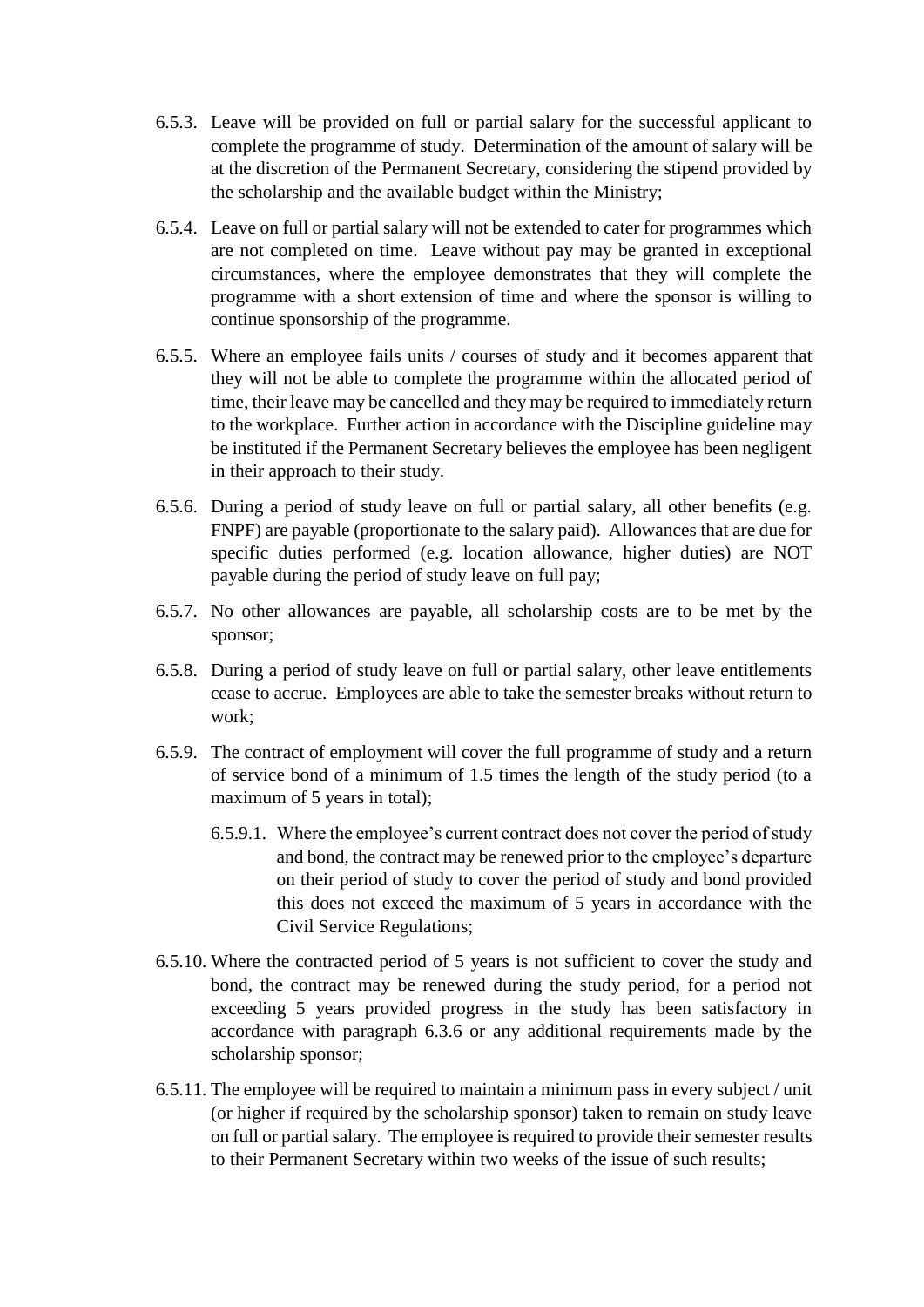6.5.3. Leave will be provided on full or partial salary for the successful applicant to complete the programme of study. Determination of the amount of salary will be at the discretion of the Permanent Secretary, considering the stipend provided by the scholarship and the available budget within the Ministry;

6.5.4. Leave on full or partial salary will not be extended to cater for programmes which are not completed on time. Leave without pay may be granted in exceptional circumstances, where the employee demonstrates that they will complete the programme with a short extension of time and where the sponsor is willing to continue sponsorship of the programme.

6.5.5. Where an employee fails units / courses of study and it becomes apparent that they will not be able to complete the programme within the allocated period of time, their leave may be cancelled and they may be required to immediately return to the workplace. Further action in accordance with the Discipline guideline may be instituted if the Permanent Secretary believes the employee has been negligent in their approach to their study.

6.5.6. During a period of study leave on full or partial salary, all other benefits (e.g. FNPF) are payable (proportionate to the salary paid). Allowances that are due for specific duties performed (e.g. location allowance, higher duties) are NOT payable during the period of study leave on full pay;

6.5.7. No other allowances are payable, all scholarship costs are to be met by the sponsor;

6.5.8. During a period of study leave on full or partial salary, other leave entitlements cease to accrue. Employees are able to take the semester breaks without return to work;

6.5.9. The contract of employment will cover the full programme of study and a return of service bond of a minimum of 1.5 times the length of the study period (to a maximum of 5 years in total);

   6.5.9.1. Where the employee's current contract does not cover the period of study and bond, the contract may be renewed prior to the employee's departure on their period of study to cover the period of study and bond provided this does not exceed the maximum of 5 years in accordance with the Civil Service Regulations;

6.5.10. Where the contracted period of 5 years is not sufficient to cover the study and bond, the contract may be renewed during the study period, for a period not exceeding 5 years provided progress in the study has been satisfactory in accordance with paragraph 6.3.6 or any additional requirements made by the scholarship sponsor;

6.5.11. The employee will be required to maintain a minimum pass in every subject / unit (or higher if required by the scholarship sponsor) taken to remain on study leave on full or partial salary. The employee is required to provide their semester results to their Permanent Secretary within two weeks of the issue of such results;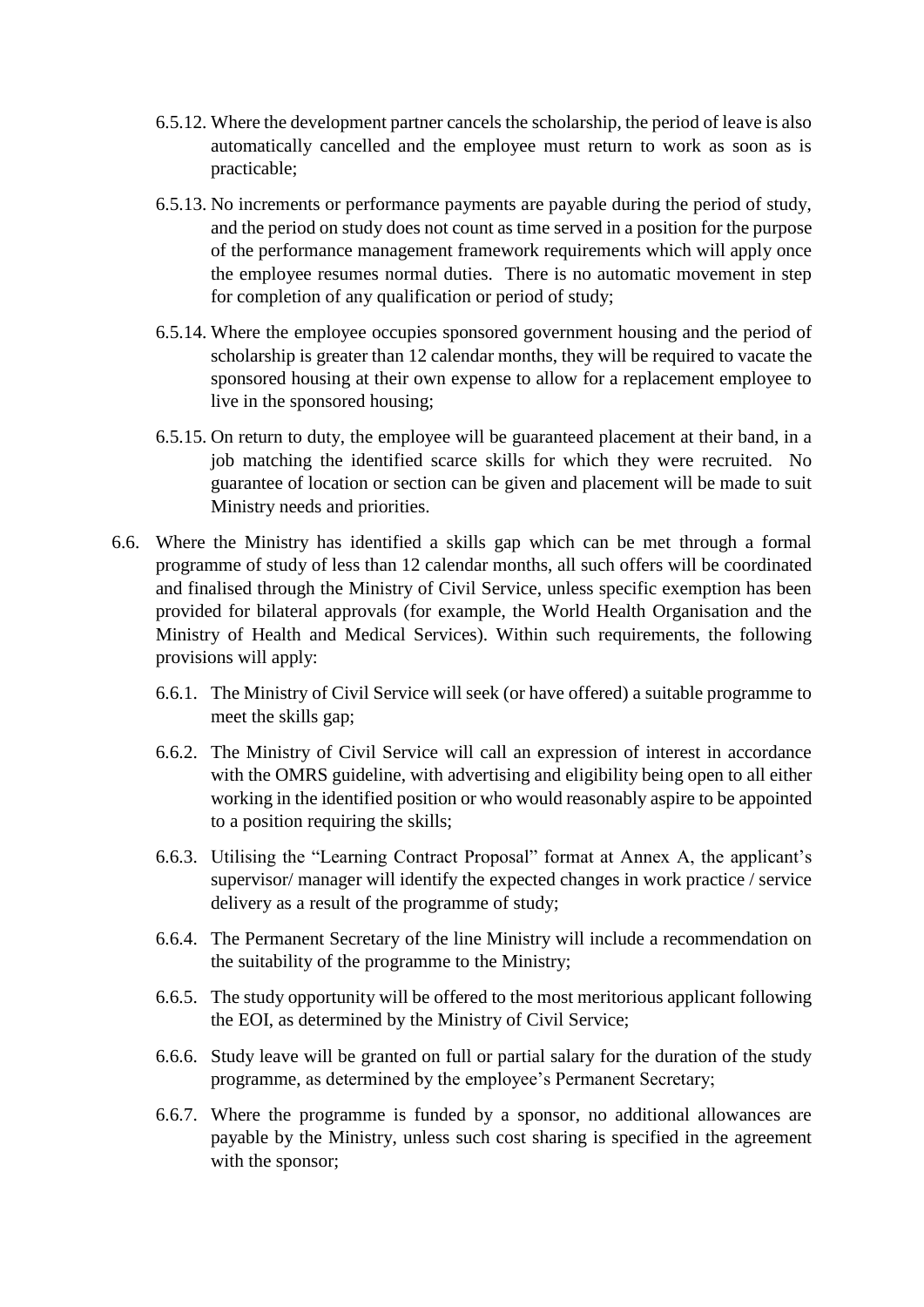6.5.12. Where the development partner cancels the scholarship, the period of leave is also automatically cancelled and the employee must return to work as soon as is practicable;

6.5.13. No increments or performance payments are payable during the period of study, and the period on study does not count as time served in a position for the purpose of the performance management framework requirements which will apply once the employee resumes normal duties. There is no automatic movement in step for completion of any qualification or period of study;

6.5.14. Where the employee occupies sponsored government housing and the period of scholarship is greater than 12 calendar months, they will be required to vacate the sponsored housing at their own expense to allow for a replacement employee to live in the sponsored housing;

6.5.15. On return to duty, the employee will be guaranteed placement at their band, in a job matching the identified scarce skills for which they were recruited. No guarantee of location or section can be given and placement will be made to suit Ministry needs and priorities.

6.6. Where the Ministry has identified a skills gap which can be met through a formal programme of study of less than 12 calendar months, all such offers will be coordinated and finalised through the Ministry of Civil Service, unless specific exemption has been provided for bilateral approvals (for example, the World Health Organisation and the Ministry of Health and Medical Services). Within such requirements, the following provisions will apply:

6.6.1. The Ministry of Civil Service will seek (or have offered) a suitable programme to meet the skills gap;

6.6.2. The Ministry of Civil Service will call an expression of interest in accordance with the OMRS guideline, with advertising and eligibility being open to all either working in the identified position or who would reasonably aspire to be appointed to a position requiring the skills;

6.6.3. Utilising the "Learning Contract Proposal" format at Annex A, the applicant's supervisor/ manager will identify the expected changes in work practice / service delivery as a result of the programme of study;

6.6.4. The Permanent Secretary of the line Ministry will include a recommendation on the suitability of the programme to the Ministry;

6.6.5. The study opportunity will be offered to the most meritorious applicant following the EOI, as determined by the Ministry of Civil Service;

6.6.6. Study leave will be granted on full or partial salary for the duration of the study programme, as determined by the employee's Permanent Secretary;

6.6.7. Where the programme is funded by a sponsor, no additional allowances are payable by the Ministry, unless such cost sharing is specified in the agreement with the sponsor;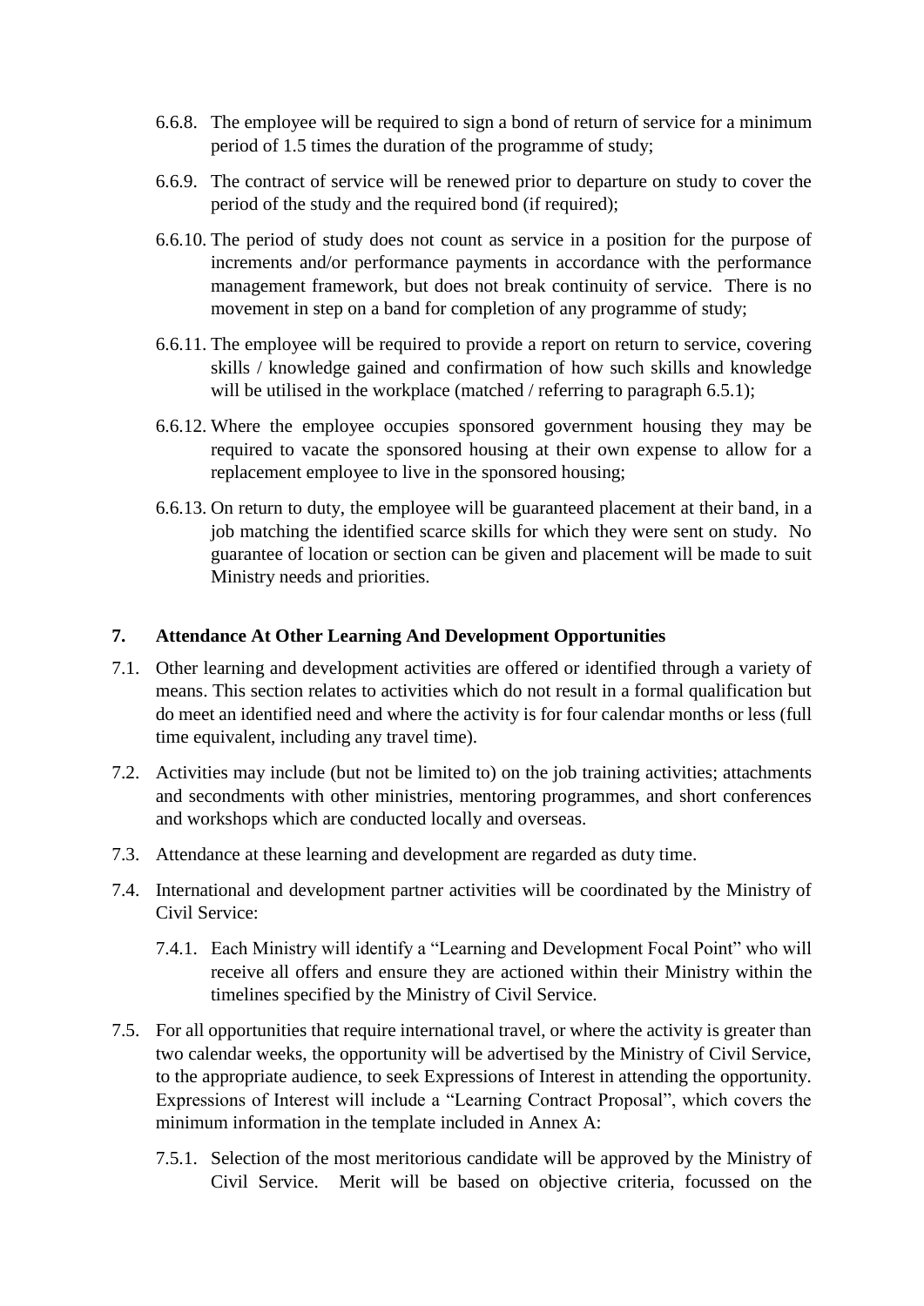6.6.8. The employee will be required to sign a bond of return of service for a minimum period of 1.5 times the duration of the programme of study;

6.6.9. The contract of service will be renewed prior to departure on study to cover the period of the study and the required bond (if required);

6.6.10. The period of study does not count as service in a position for the purpose of increments and/or performance payments in accordance with the performance management framework, but does not break continuity of service. There is no movement in step on a band for completion of any programme of study;

6.6.11. The employee will be required to provide a report on return to service, covering skills / knowledge gained and confirmation of how such skills and knowledge will be utilised in the workplace (matched / referring to paragraph 6.5.1);

6.6.12. Where the employee occupies sponsored government housing they may be required to vacate the sponsored housing at their own expense to allow for a replacement employee to live in the sponsored housing;

6.6.13. On return to duty, the employee will be guaranteed placement at their band, in a job matching the identified scarce skills for which they were sent on study. No guarantee of location or section can be given and placement will be made to suit Ministry needs and priorities.

## 7. Attendance At Other Learning And Development Opportunities

7.1. Other learning and development activities are offered or identified through a variety of means. This section relates to activities which do not result in a formal qualification but do meet an identified need and where the activity is for four calendar months or less (full time equivalent, including any travel time).

7.2. Activities may include (but not be limited to) on the job training activities; attachments and secondments with other ministries, mentoring programmes, and short conferences and workshops which are conducted locally and overseas.

7.3. Attendance at these learning and development are regarded as duty time.

7.4. International and development partner activities will be coordinated by the Ministry of Civil Service:

7.4.1. Each Ministry will identify a "Learning and Development Focal Point" who will receive all offers and ensure they are actioned within their Ministry within the timelines specified by the Ministry of Civil Service.

7.5. For all opportunities that require international travel, or where the activity is greater than two calendar weeks, the opportunity will be advertised by the Ministry of Civil Service, to the appropriate audience, to seek Expressions of Interest in attending the opportunity. Expressions of Interest will include a "Learning Contract Proposal", which covers the minimum information in the template included in Annex A:

7.5.1. Selection of the most meritorious candidate will be approved by the Ministry of Civil Service. Merit will be based on objective criteria, focussed on the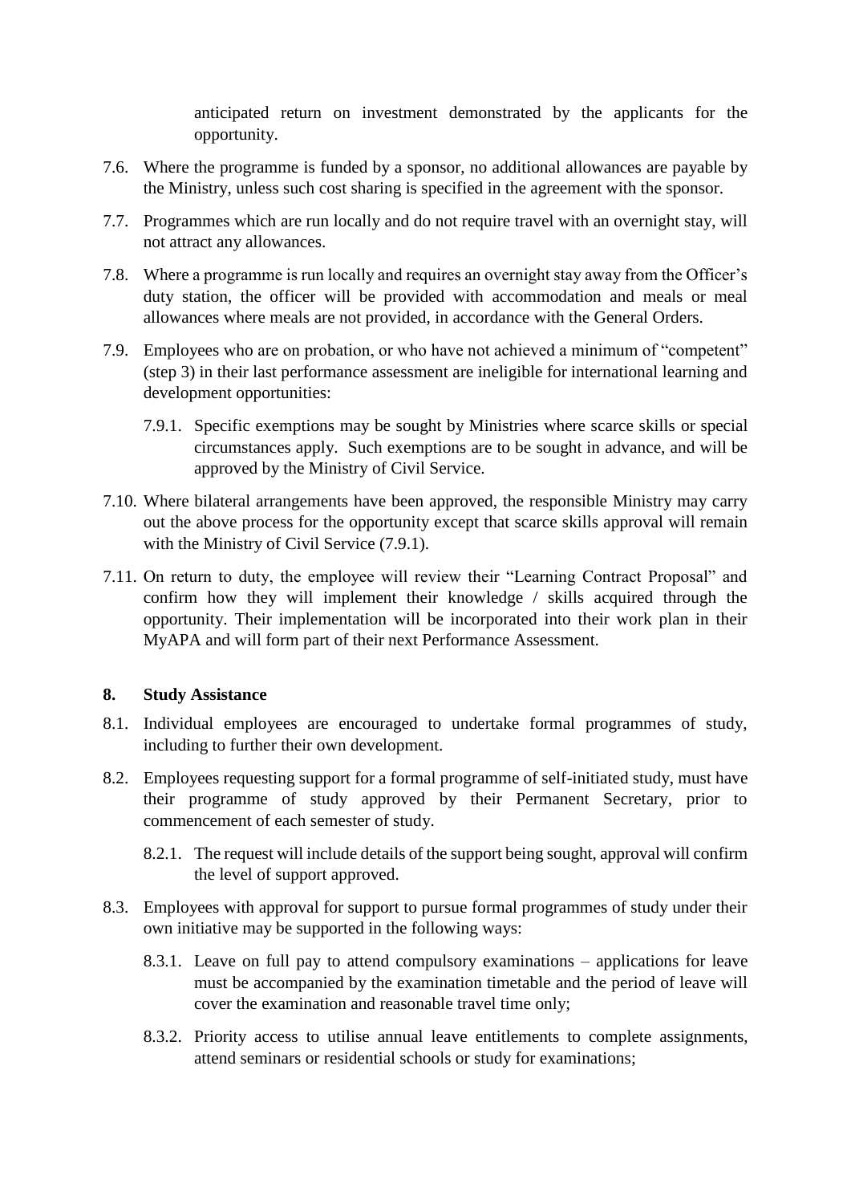anticipated return on investment demonstrated by the applicants for the opportunity.

7.6. Where the programme is funded by a sponsor, no additional allowances are payable by the Ministry, unless such cost sharing is specified in the agreement with the sponsor.

7.7. Programmes which are run locally and do not require travel with an overnight stay, will not attract any allowances.

7.8. Where a programme is run locally and requires an overnight stay away from the Officer's duty station, the officer will be provided with accommodation and meals or meal allowances where meals are not provided, in accordance with the General Orders.

7.9. Employees who are on probation, or who have not achieved a minimum of "competent" (step 3) in their last performance assessment are ineligible for international learning and development opportunities:

  7.9.1. Specific exemptions may be sought by Ministries where scarce skills or special circumstances apply. Such exemptions are to be sought in advance, and will be approved by the Ministry of Civil Service.

7.10. Where bilateral arrangements have been approved, the responsible Ministry may carry out the above process for the opportunity except that scarce skills approval will remain with the Ministry of Civil Service (7.9.1).

7.11. On return to duty, the employee will review their "Learning Contract Proposal" and confirm how they will implement their knowledge / skills acquired through the opportunity. Their implementation will be incorporated into their work plan in their MyAPA and will form part of their next Performance Assessment.

## 8. Study Assistance

8.1. Individual employees are encouraged to undertake formal programmes of study, including to further their own development.

8.2. Employees requesting support for a formal programme of self-initiated study, must have their programme of study approved by their Permanent Secretary, prior to commencement of each semester of study.

  8.2.1. The request will include details of the support being sought, approval will confirm the level of support approved.

8.3. Employees with approval for support to pursue formal programmes of study under their own initiative may be supported in the following ways:

  8.3.1. Leave on full pay to attend compulsory examinations – applications for leave must be accompanied by the examination timetable and the period of leave will cover the examination and reasonable travel time only;

  8.3.2. Priority access to utilise annual leave entitlements to complete assignments, attend seminars or residential schools or study for examinations;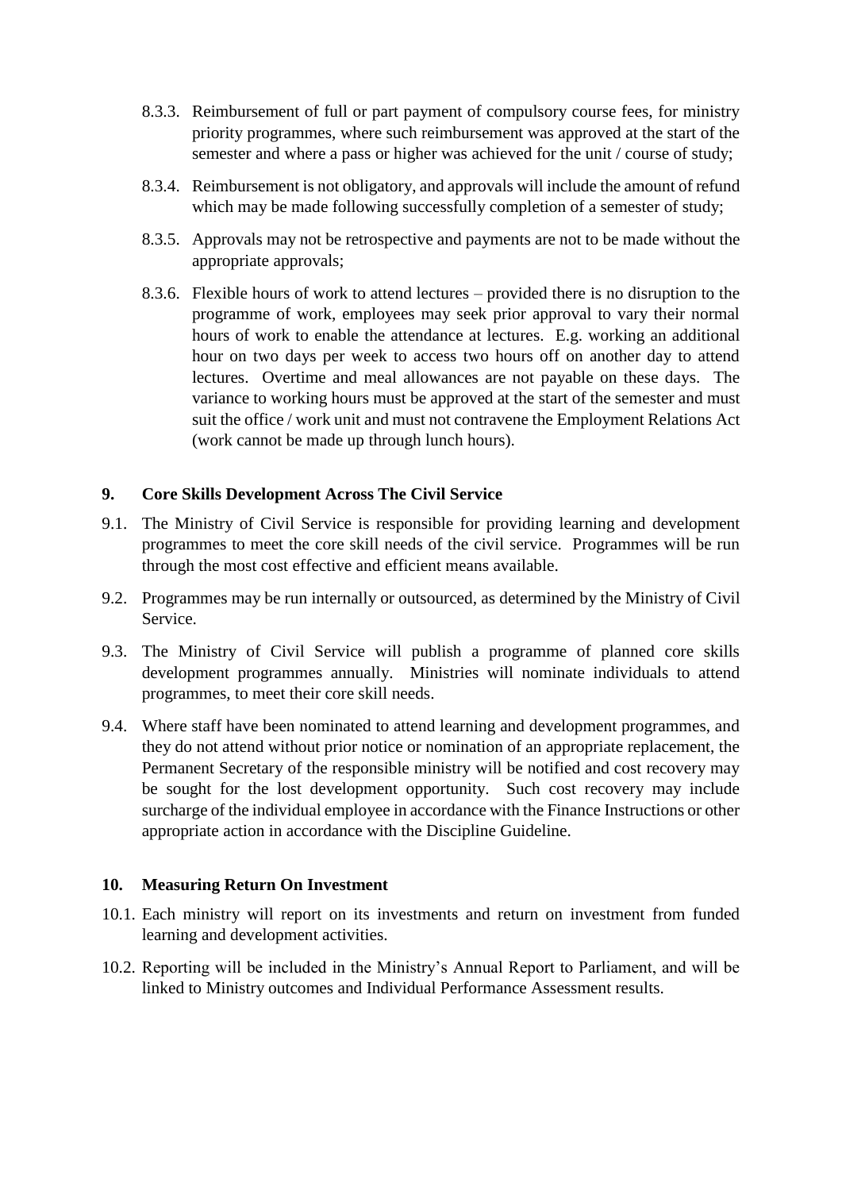8.3.3. Reimbursement of full or part payment of compulsory course fees, for ministry priority programmes, where such reimbursement was approved at the start of the semester and where a pass or higher was achieved for the unit / course of study;

8.3.4. Reimbursement is not obligatory, and approvals will include the amount of refund which may be made following successfully completion of a semester of study;

8.3.5. Approvals may not be retrospective and payments are not to be made without the appropriate approvals;

8.3.6. Flexible hours of work to attend lectures – provided there is no disruption to the programme of work, employees may seek prior approval to vary their normal hours of work to enable the attendance at lectures. E.g. working an additional hour on two days per week to access two hours off on another day to attend lectures. Overtime and meal allowances are not payable on these days. The variance to working hours must be approved at the start of the semester and must suit the office / work unit and must not contravene the Employment Relations Act (work cannot be made up through lunch hours).

## 9. Core Skills Development Across The Civil Service

9.1. The Ministry of Civil Service is responsible for providing learning and development programmes to meet the core skill needs of the civil service. Programmes will be run through the most cost effective and efficient means available.

9.2. Programmes may be run internally or outsourced, as determined by the Ministry of Civil Service.

9.3. The Ministry of Civil Service will publish a programme of planned core skills development programmes annually. Ministries will nominate individuals to attend programmes, to meet their core skill needs.

9.4. Where staff have been nominated to attend learning and development programmes, and they do not attend without prior notice or nomination of an appropriate replacement, the Permanent Secretary of the responsible ministry will be notified and cost recovery may be sought for the lost development opportunity. Such cost recovery may include surcharge of the individual employee in accordance with the Finance Instructions or other appropriate action in accordance with the Discipline Guideline.

## 10. Measuring Return On Investment

10.1. Each ministry will report on its investments and return on investment from funded learning and development activities.

10.2. Reporting will be included in the Ministry's Annual Report to Parliament, and will be linked to Ministry outcomes and Individual Performance Assessment results.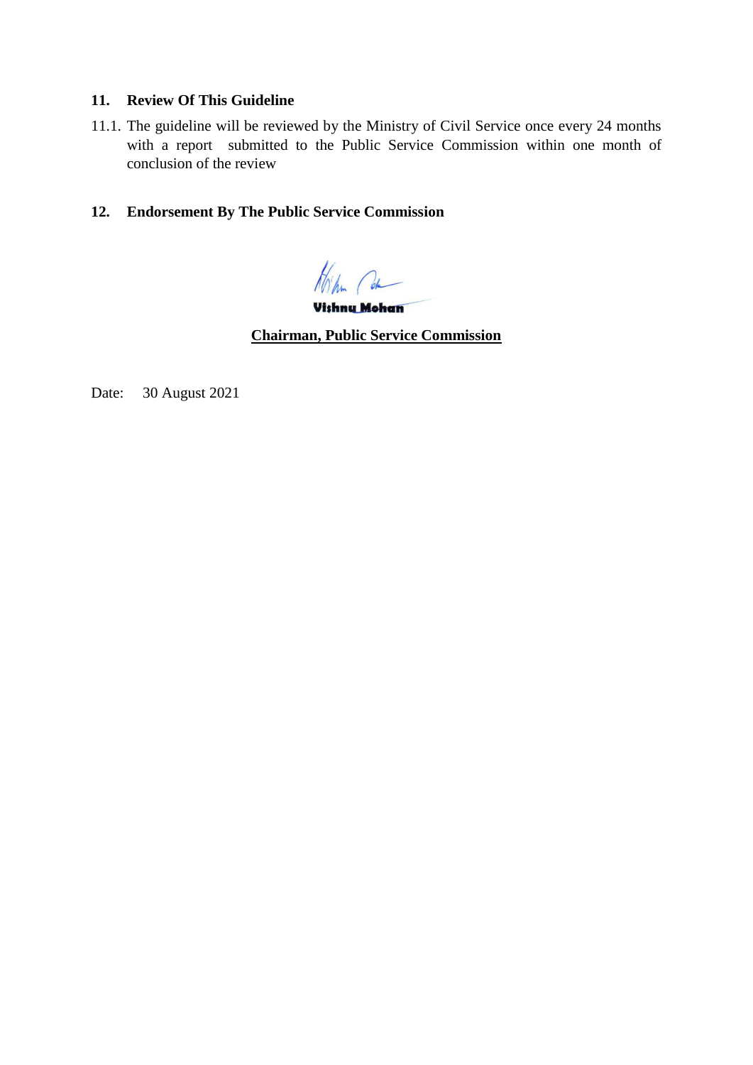## 11. Review Of This Guideline

11.1. The guideline will be reviewed by the Ministry of Civil Service once every 24 months with a report submitted to the Public Service Commission within one month of conclusion of the review

## 12. Endorsement By The Public Service Commission

**Vishnu Mohan**

**Chairman, Public Service Commission**

Date: 30 August 2021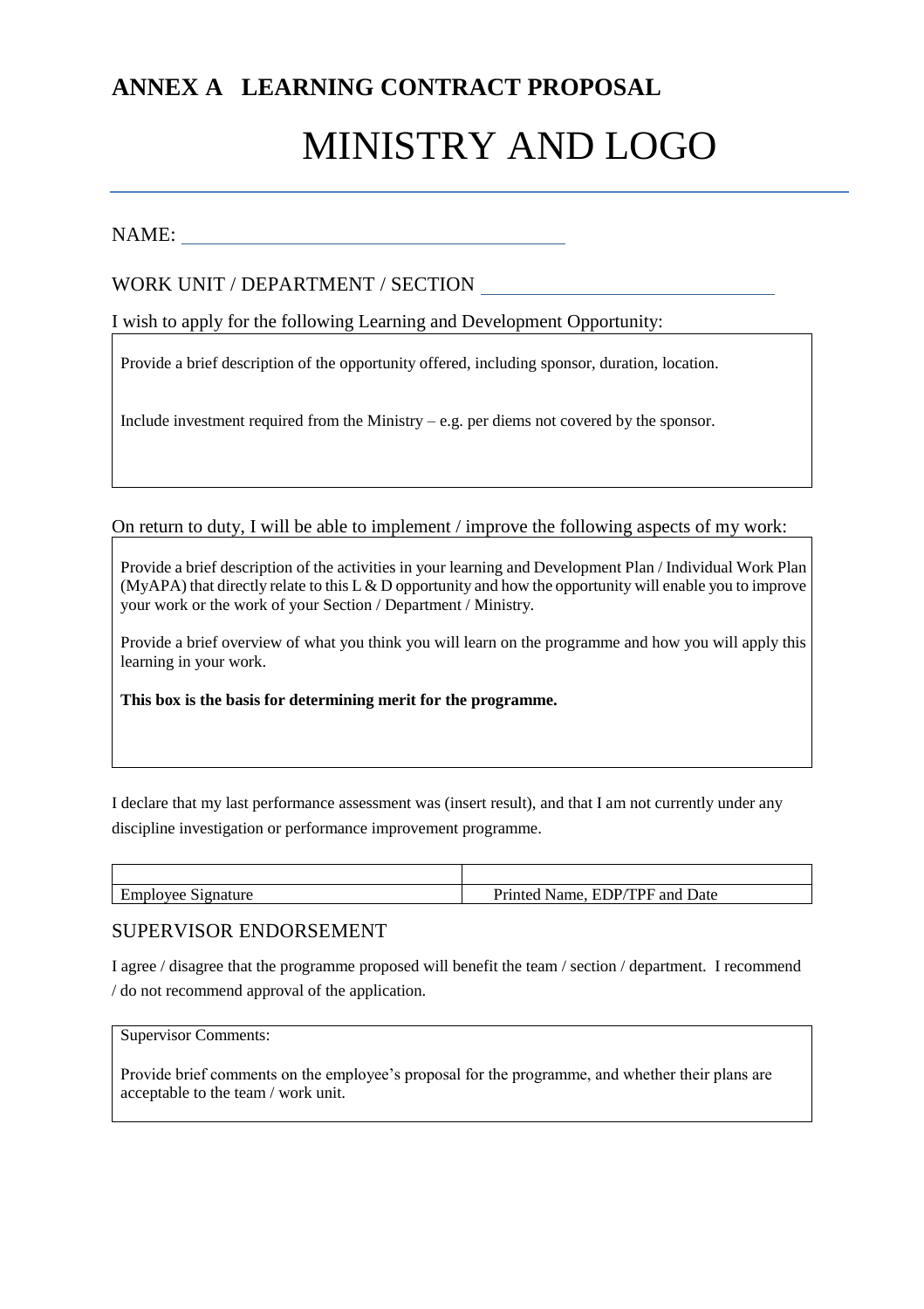## ANNEX A LEARNING CONTRACT PROPOSAL

# MINISTRY AND LOGO

---

NAME: ________________________________________

WORK UNIT / DEPARTMENT / SECTION ______________________________

I wish to apply for the following Learning and Development Opportunity:

| Provide a brief description of the opportunity offered, including sponsor, duration, location.<br><br>Include investment required from the Ministry – e.g. per diems not covered by the sponsor. |
|---|

On return to duty, I will be able to implement / improve the following aspects of my work:

| Provide a brief description of the activities in your learning and Development Plan / Individual Work Plan (MyAPA) that directly relate to this L & D opportunity and how the opportunity will enable you to improve your work or the work of your Section / Department / Ministry.<br><br>Provide a brief overview of what you think you will learn on the programme and how you will apply this learning in your work.<br><br>**This box is the basis for determining merit for the programme.** |
|---|

I declare that my last performance assessment was (insert result), and that I am not currently under any discipline investigation or performance improvement programme.

| | |
|---|---|
| Employee Signature | Printed Name, EDP/TPF and Date |

## SUPERVISOR ENDORSEMENT

I agree / disagree that the programme proposed will benefit the team / section / department. I recommend / do not recommend approval of the application.

| Supervisor Comments:<br><br>Provide brief comments on the employee's proposal for the programme, and whether their plans are acceptable to the team / work unit. |
|---|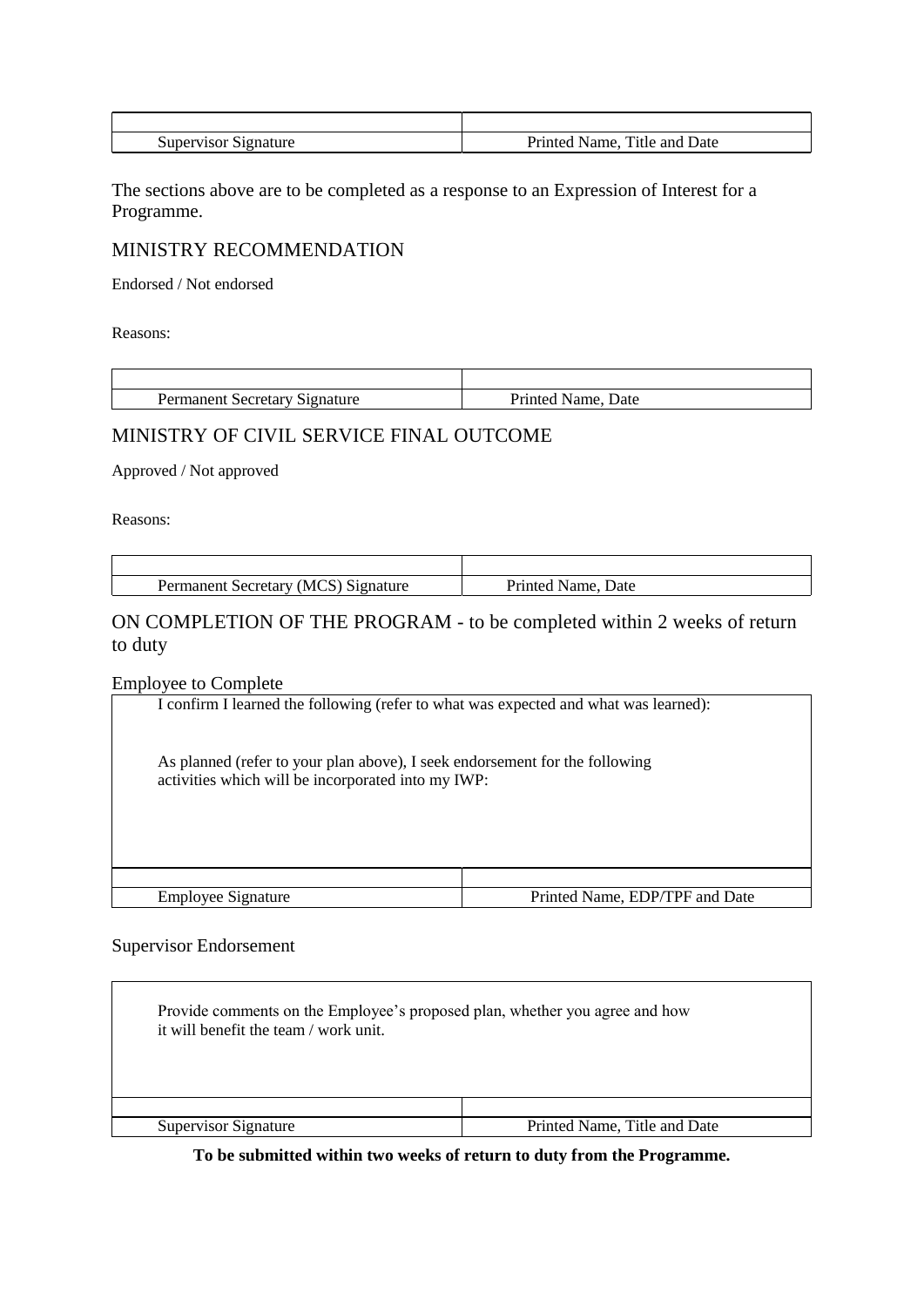| | |
|---|---|
| Supervisor Signature | Printed Name, Title and Date |

The sections above are to be completed as a response to an Expression of Interest for a Programme.

## MINISTRY RECOMMENDATION

Endorsed / Not endorsed

Reasons:

| | |
|---|---|
| Permanent Secretary Signature | Printed Name, Date |

## MINISTRY OF CIVIL SERVICE FINAL OUTCOME

Approved / Not approved

Reasons:

| | |
|---|---|
| Permanent Secretary (MCS) Signature | Printed Name, Date |

## ON COMPLETION OF THE PROGRAM - to be completed within 2 weeks of return to duty

### Employee to Complete

I confirm I learned the following (refer to what was expected and what was learned):

As planned (refer to your plan above), I seek endorsement for the following activities which will be incorporated into my IWP:

| | |
|---|---|
| Employee Signature | Printed Name, EDP/TPF and Date |

### Supervisor Endorsement

Provide comments on the Employee's proposed plan, whether you agree and how it will benefit the team / work unit.

| | |
|---|---|
| Supervisor Signature | Printed Name, Title and Date |

**To be submitted within two weeks of return to duty from the Programme.**